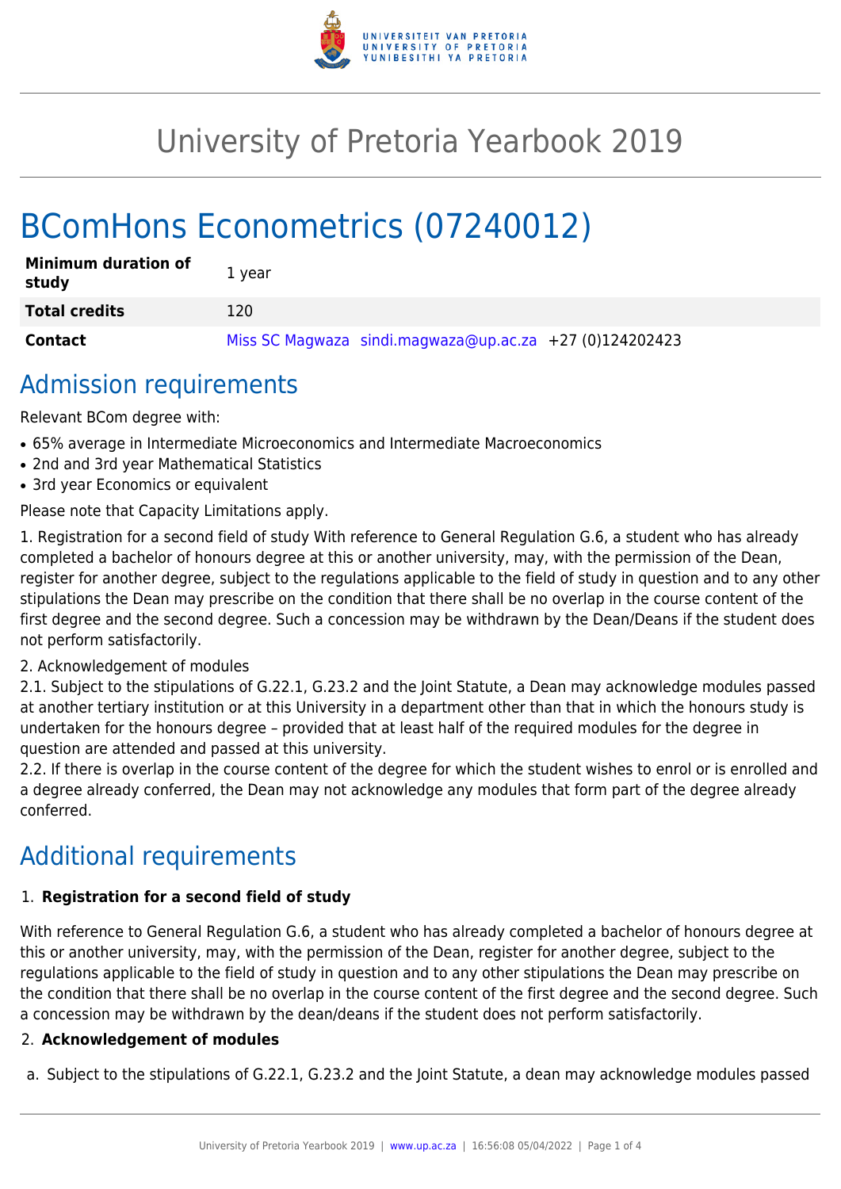# University of Pretoria Yearbook 2019

# BComHons Econometrics (07240012)

| **Minimum duration of study** | 1 year |
| --- | --- |
| **Total credits** | 120 |
| **Contact** | Miss SC Magwaza sindi.magwaza@up.ac.za +27 (0)124202423 |

## Admission requirements

Relevant BCom degree with:

- 65% average in Intermediate Microeconomics and Intermediate Macroeconomics
- 2nd and 3rd year Mathematical Statistics
- 3rd year Economics or equivalent

Please note that Capacity Limitations apply.

1. Registration for a second field of study With reference to General Regulation G.6, a student who has already completed a bachelor of honours degree at this or another university, may, with the permission of the Dean, register for another degree, subject to the regulations applicable to the field of study in question and to any other stipulations the Dean may prescribe on the condition that there shall be no overlap in the course content of the first degree and the second degree. Such a concession may be withdrawn by the Dean/Deans if the student does not perform satisfactorily.

2. Acknowledgement of modules

2.1. Subject to the stipulations of G.22.1, G.23.2 and the Joint Statute, a Dean may acknowledge modules passed at another tertiary institution or at this University in a department other than that in which the honours study is undertaken for the honours degree – provided that at least half of the required modules for the degree in question are attended and passed at this university.

2.2. If there is overlap in the course content of the degree for which the student wishes to enrol or is enrolled and a degree already conferred, the Dean may not acknowledge any modules that form part of the degree already conferred.

## Additional requirements

1. **Registration for a second field of study**

With reference to General Regulation G.6, a student who has already completed a bachelor of honours degree at this or another university, may, with the permission of the Dean, register for another degree, subject to the regulations applicable to the field of study in question and to any other stipulations the Dean may prescribe on the condition that there shall be no overlap in the course content of the first degree and the second degree. Such a concession may be withdrawn by the dean/deans if the student does not perform satisfactorily.

2. **Acknowledgement of modules**

a. Subject to the stipulations of G.22.1, G.23.2 and the Joint Statute, a dean may acknowledge modules passed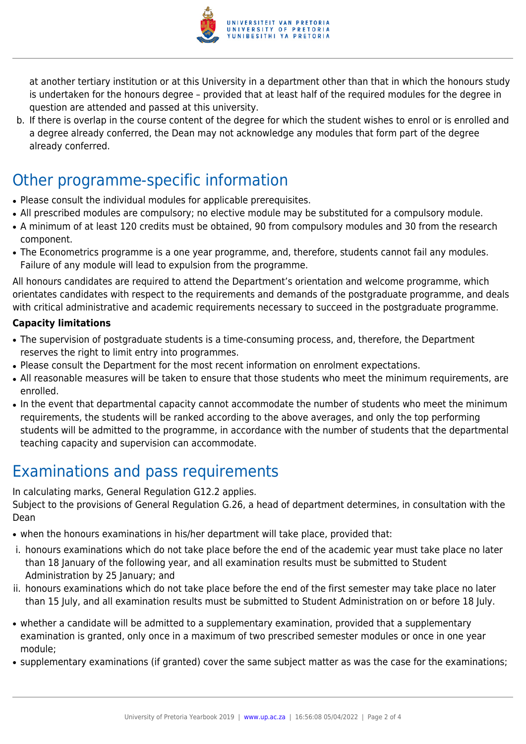at another tertiary institution or at this University in a department other than that in which the honours study is undertaken for the honours degree – provided that at least half of the required modules for the degree in question are attended and passed at this university.

b. If there is overlap in the course content of the degree for which the student wishes to enrol or is enrolled and a degree already conferred, the Dean may not acknowledge any modules that form part of the degree already conferred.

## Other programme-specific information

- Please consult the individual modules for applicable prerequisites.
- All prescribed modules are compulsory; no elective module may be substituted for a compulsory module.
- A minimum of at least 120 credits must be obtained, 90 from compulsory modules and 30 from the research component.
- The Econometrics programme is a one year programme, and, therefore, students cannot fail any modules. Failure of any module will lead to expulsion from the programme.

All honours candidates are required to attend the Department's orientation and welcome programme, which orientates candidates with respect to the requirements and demands of the postgraduate programme, and deals with critical administrative and academic requirements necessary to succeed in the postgraduate programme.

**Capacity limitations**

- The supervision of postgraduate students is a time-consuming process, and, therefore, the Department reserves the right to limit entry into programmes.
- Please consult the Department for the most recent information on enrolment expectations.
- All reasonable measures will be taken to ensure that those students who meet the minimum requirements, are enrolled.
- In the event that departmental capacity cannot accommodate the number of students who meet the minimum requirements, the students will be ranked according to the above averages, and only the top performing students will be admitted to the programme, in accordance with the number of students that the departmental teaching capacity and supervision can accommodate.

## Examinations and pass requirements

In calculating marks, General Regulation G12.2 applies.
Subject to the provisions of General Regulation G.26, a head of department determines, in consultation with the Dean

- when the honours examinations in his/her department will take place, provided that:

i. honours examinations which do not take place before the end of the academic year must take place no later than 18 January of the following year, and all examination results must be submitted to Student Administration by 25 January; and
ii. honours examinations which do not take place before the end of the first semester may take place no later than 15 July, and all examination results must be submitted to Student Administration on or before 18 July.

- whether a candidate will be admitted to a supplementary examination, provided that a supplementary examination is granted, only once in a maximum of two prescribed semester modules or once in one year module;
- supplementary examinations (if granted) cover the same subject matter as was the case for the examinations;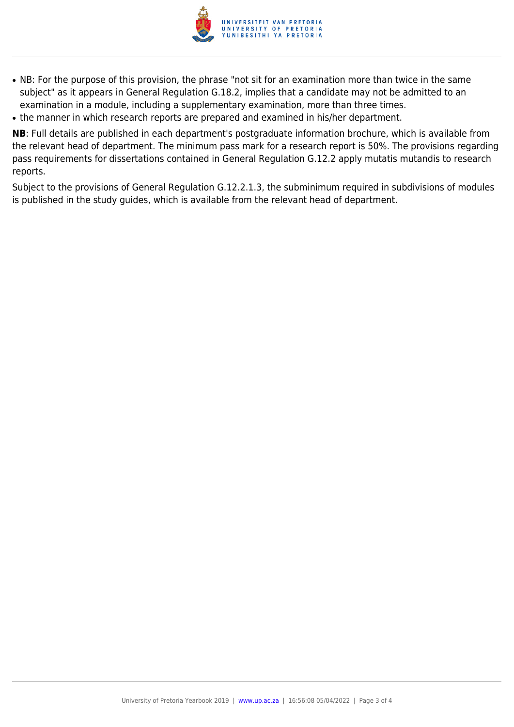- NB: For the purpose of this provision, the phrase "not sit for an examination more than twice in the same subject" as it appears in General Regulation G.18.2, implies that a candidate may not be admitted to an examination in a module, including a supplementary examination, more than three times.
- the manner in which research reports are prepared and examined in his/her department.

**NB**: Full details are published in each department's postgraduate information brochure, which is available from the relevant head of department. The minimum pass mark for a research report is 50%. The provisions regarding pass requirements for dissertations contained in General Regulation G.12.2 apply mutatis mutandis to research reports.

Subject to the provisions of General Regulation G.12.2.1.3, the subminimum required in subdivisions of modules is published in the study guides, which is available from the relevant head of department.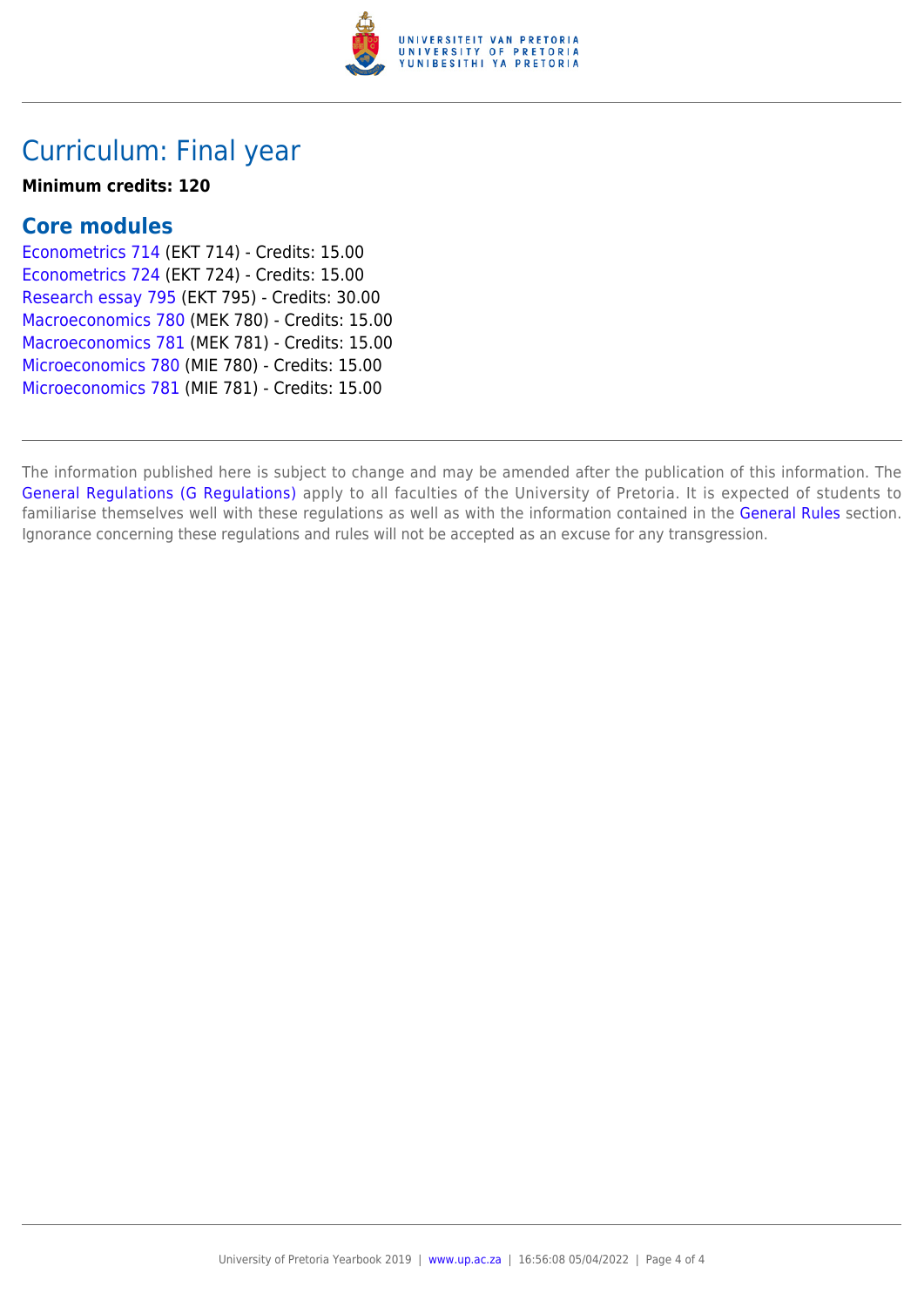# Curriculum: Final year

**Minimum credits: 120**

## Core modules

Econometrics 714 (EKT 714) - Credits: 15.00
Econometrics 724 (EKT 724) - Credits: 15.00
Research essay 795 (EKT 795) - Credits: 30.00
Macroeconomics 780 (MEK 780) - Credits: 15.00
Macroeconomics 781 (MEK 781) - Credits: 15.00
Microeconomics 780 (MIE 780) - Credits: 15.00
Microeconomics 781 (MIE 781) - Credits: 15.00

The information published here is subject to change and may be amended after the publication of this information. The General Regulations (G Regulations) apply to all faculties of the University of Pretoria. It is expected of students to familiarise themselves well with these regulations as well as with the information contained in the General Rules section. Ignorance concerning these regulations and rules will not be accepted as an excuse for any transgression.